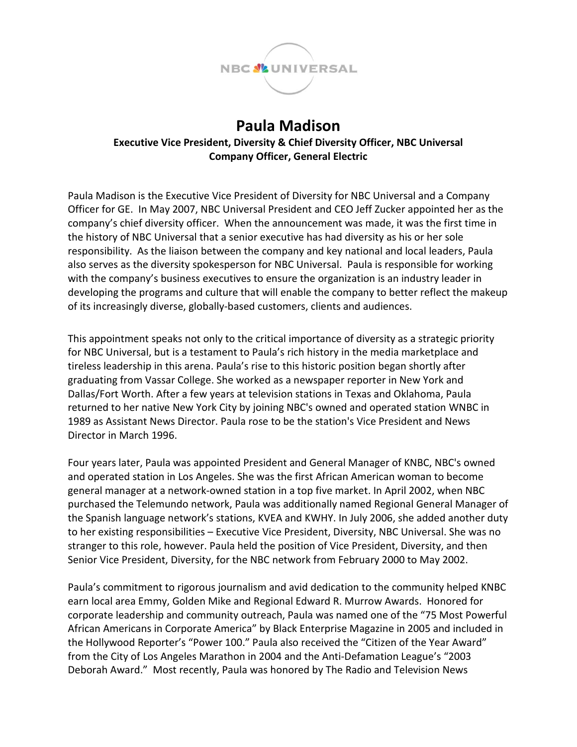# Paula Madison

**Executive Vice President, Diversity & Chief Diversity Officer, NBC Universal**
**Company Officer, General Electric**

Paula Madison is the Executive Vice President of Diversity for NBC Universal and a Company Officer for GE. In May 2007, NBC Universal President and CEO Jeff Zucker appointed her as the company's chief diversity officer. When the announcement was made, it was the first time in the history of NBC Universal that a senior executive has had diversity as his or her sole responsibility. As the liaison between the company and key national and local leaders, Paula also serves as the diversity spokesperson for NBC Universal. Paula is responsible for working with the company's business executives to ensure the organization is an industry leader in developing the programs and culture that will enable the company to better reflect the makeup of its increasingly diverse, globally-based customers, clients and audiences.

This appointment speaks not only to the critical importance of diversity as a strategic priority for NBC Universal, but is a testament to Paula's rich history in the media marketplace and tireless leadership in this arena. Paula's rise to this historic position began shortly after graduating from Vassar College. She worked as a newspaper reporter in New York and Dallas/Fort Worth. After a few years at television stations in Texas and Oklahoma, Paula returned to her native New York City by joining NBC's owned and operated station WNBC in 1989 as Assistant News Director. Paula rose to be the station's Vice President and News Director in March 1996.

Four years later, Paula was appointed President and General Manager of KNBC, NBC's owned and operated station in Los Angeles. She was the first African American woman to become general manager at a network-owned station in a top five market. In April 2002, when NBC purchased the Telemundo network, Paula was additionally named Regional General Manager of the Spanish language network's stations, KVEA and KWHY. In July 2006, she added another duty to her existing responsibilities – Executive Vice President, Diversity, NBC Universal. She was no stranger to this role, however. Paula held the position of Vice President, Diversity, and then Senior Vice President, Diversity, for the NBC network from February 2000 to May 2002.

Paula's commitment to rigorous journalism and avid dedication to the community helped KNBC earn local area Emmy, Golden Mike and Regional Edward R. Murrow Awards. Honored for corporate leadership and community outreach, Paula was named one of the "75 Most Powerful African Americans in Corporate America" by Black Enterprise Magazine in 2005 and included in the Hollywood Reporter's "Power 100." Paula also received the "Citizen of the Year Award" from the City of Los Angeles Marathon in 2004 and the Anti-Defamation League's "2003 Deborah Award." Most recently, Paula was honored by The Radio and Television News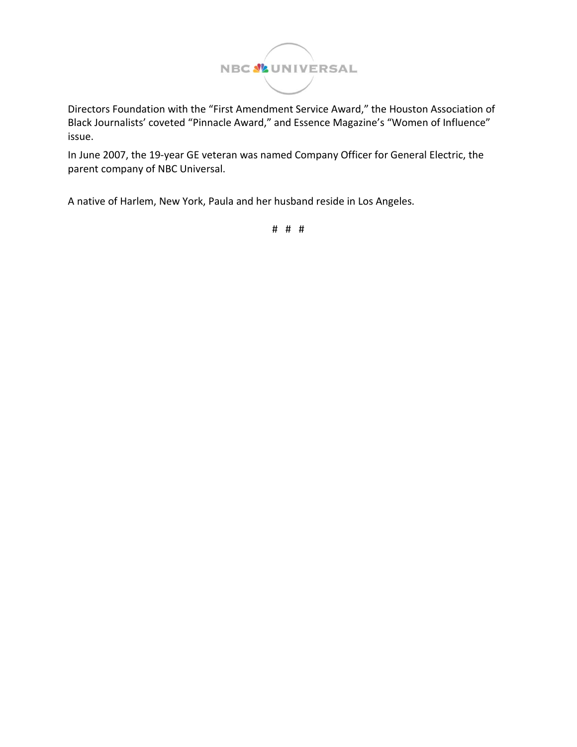Directors Foundation with the “First Amendment Service Award,” the Houston Association of Black Journalists’ coveted “Pinnacle Award,” and Essence Magazine’s “Women of Influence” issue.

In June 2007, the 19-year GE veteran was named Company Officer for General Electric, the parent company of NBC Universal.

A native of Harlem, New York, Paula and her husband reside in Los Angeles.

# # #